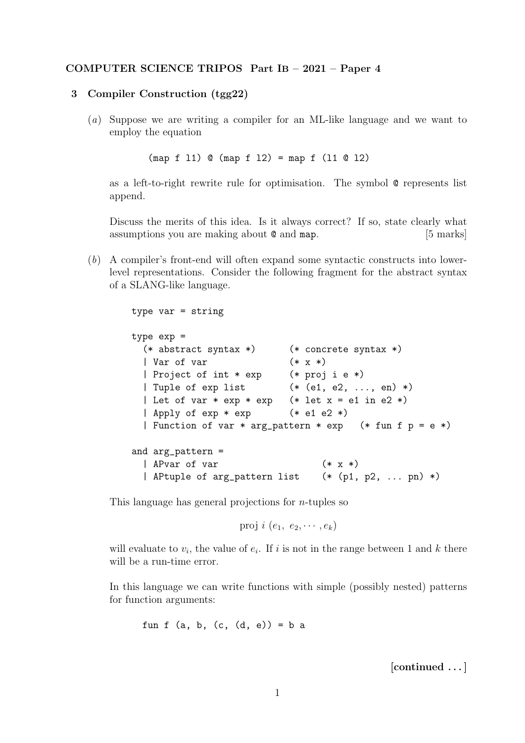**COMPUTER SCIENCE TRIPOS Part IB – 2021 – Paper 4**

**3 Compiler Construction (tgg22)**

(*a*) Suppose we are writing a compiler for an ML-like language and we want to employ the equation

```
(map f l1) @ (map f l2) = map f (l1 @ l2)
```

as a left-to-right rewrite rule for optimisation. The symbol `@` represents list append.

Discuss the merits of this idea. Is it always correct? If so, state clearly what assumptions you are making about `@` and `map`. [5 marks]

(*b*) A compiler's front-end will often expand some syntactic constructs into lower-level representations. Consider the following fragment for the abstract syntax of a SLANG-like language.

```
type var = string

type exp =
  (* abstract syntax *)      (* concrete syntax *)
  | Var of var               (* x *)
  | Project of int * exp     (* proj i e *)
  | Tuple of exp list        (* (e1, e2, ..., en) *)
  | Let of var * exp * exp   (* let x = e1 in e2 *)
  | Apply of exp * exp       (* e1 e2 *)
  | Function of var * arg_pattern * exp   (* fun f p = e *)

and arg_pattern =
  | APvar of var                  (* x *)
  | APtuple of arg_pattern list   (* (p1, p2, ... pn) *)
```

This language has general projections for $n$-tuples so

$$\text{proj } i \ (e_1,\ e_2, \cdots, e_k)$$

will evaluate to $v_i$, the value of $e_i$. If $i$ is not in the range between 1 and $k$ there will be a run-time error.

In this language we can write functions with simple (possibly nested) patterns for function arguments:

```
fun f (a, b, (c, (d, e))) = b a
```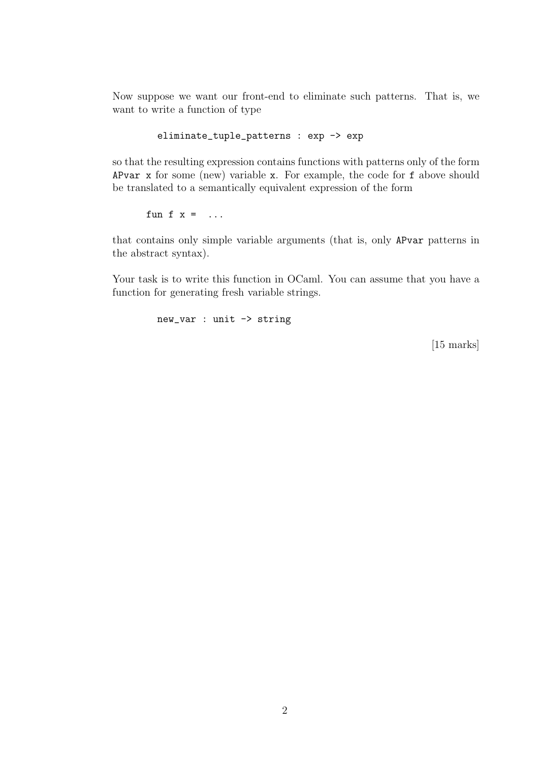Now suppose we want our front-end to eliminate such patterns. That is, we want to write a function of type

```
eliminate_tuple_patterns : exp -> exp
```

so that the resulting expression contains functions with patterns only of the form `APvar x` for some (new) variable `x`. For example, the code for `f` above should be translated to a semantically equivalent expression of the form

```
fun f x =  ...
```

that contains only simple variable arguments (that is, only `APvar` patterns in the abstract syntax).

Your task is to write this function in OCaml. You can assume that you have a function for generating fresh variable strings.

```
new_var : unit -> string
```

[15 marks]